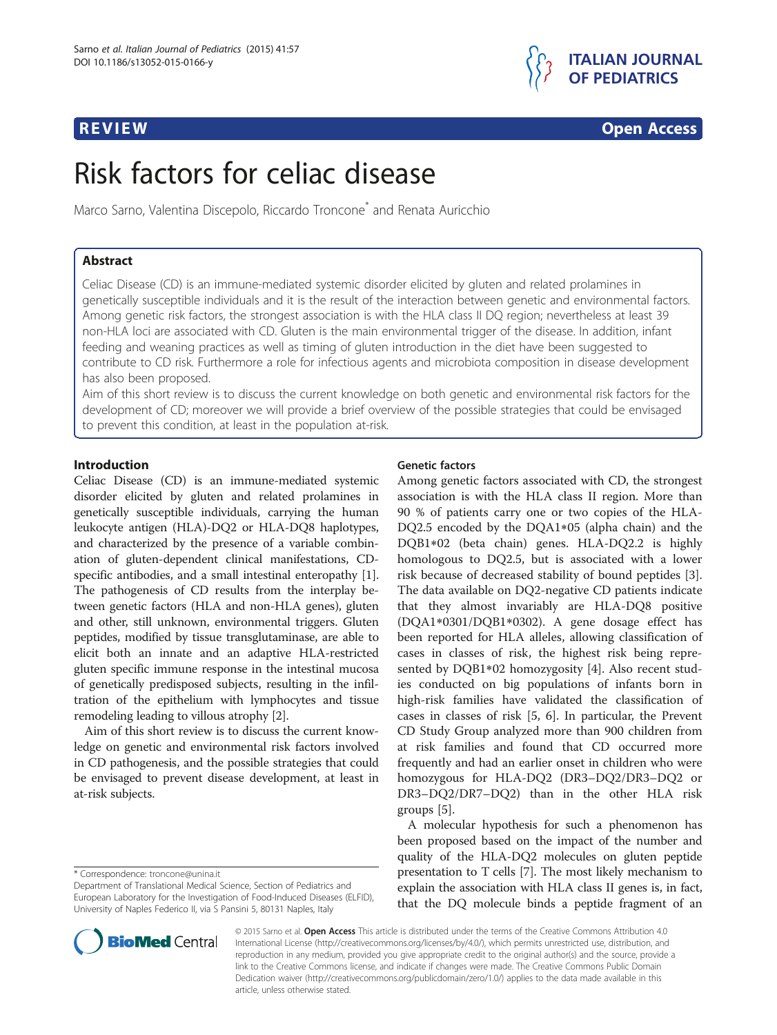**REVIEW** **Open Access**

# Risk factors for celiac disease

Marco Sarno, Valentina Discepolo, Riccardo Troncone* and Renata Auricchio

## Abstract

Celiac Disease (CD) is an immune-mediated systemic disorder elicited by gluten and related prolamines in genetically susceptible individuals and it is the result of the interaction between genetic and environmental factors. Among genetic risk factors, the strongest association is with the HLA class II DQ region; nevertheless at least 39 non-HLA loci are associated with CD. Gluten is the main environmental trigger of the disease. In addition, infant feeding and weaning practices as well as timing of gluten introduction in the diet have been suggested to contribute to CD risk. Furthermore a role for infectious agents and microbiota composition in disease development has also been proposed.

Aim of this short review is to discuss the current knowledge on both genetic and environmental risk factors for the development of CD; moreover we will provide a brief overview of the possible strategies that could be envisaged to prevent this condition, at least in the population at-risk.

## Introduction

Celiac Disease (CD) is an immune-mediated systemic disorder elicited by gluten and related prolamines in genetically susceptible individuals, carrying the human leukocyte antigen (HLA)-DQ2 or HLA-DQ8 haplotypes, and characterized by the presence of a variable combination of gluten-dependent clinical manifestations, CD-specific antibodies, and a small intestinal enteropathy [1]. The pathogenesis of CD results from the interplay between genetic factors (HLA and non-HLA genes), gluten and other, still unknown, environmental triggers. Gluten peptides, modified by tissue transglutaminase, are able to elicit both an innate and an adaptive HLA-restricted gluten specific immune response in the intestinal mucosa of genetically predisposed subjects, resulting in the infiltration of the epithelium with lymphocytes and tissue remodeling leading to villous atrophy [2].

Aim of this short review is to discuss the current knowledge on genetic and environmental risk factors involved in CD pathogenesis, and the possible strategies that could be envisaged to prevent disease development, at least in at-risk subjects.

### Genetic factors

Among genetic factors associated with CD, the strongest association is with the HLA class II region. More than 90 % of patients carry one or two copies of the HLA-DQ2.5 encoded by the DQA1*05 (alpha chain) and the DQB1*02 (beta chain) genes. HLA-DQ2.2 is highly homologous to DQ2.5, but is associated with a lower risk because of decreased stability of bound peptides [3]. The data available on DQ2-negative CD patients indicate that they almost invariably are HLA-DQ8 positive (DQA1*0301/DQB1*0302). A gene dosage effect has been reported for HLA alleles, allowing classification of cases in classes of risk, the highest risk being represented by DQB1*02 homozygosity [4]. Also recent studies conducted on big populations of infants born in high-risk families have validated the classification of cases in classes of risk [5, 6]. In particular, the Prevent CD Study Group analyzed more than 900 children from at risk families and found that CD occurred more frequently and had an earlier onset in children who were homozygous for HLA-DQ2 (DR3–DQ2/DR3–DQ2 or DR3–DQ2/DR7–DQ2) than in the other HLA risk groups [5].

A molecular hypothesis for such a phenomenon has been proposed based on the impact of the number and quality of the HLA-DQ2 molecules on gluten peptide presentation to T cells [7]. The most likely mechanism to explain the association with HLA class II genes is, in fact, that the DQ molecule binds a peptide fragment of an

* Correspondence: troncone@unina.it
Department of Translational Medical Science, Section of Pediatrics and European Laboratory for the Investigation of Food-Induced Diseases (ELFID), University of Naples Federico II, via S Pansini 5, 80131 Naples, Italy

© 2015 Sarno et al. **Open Access** This article is distributed under the terms of the Creative Commons Attribution 4.0 International License (http://creativecommons.org/licenses/by/4.0/), which permits unrestricted use, distribution, and reproduction in any medium, provided you give appropriate credit to the original author(s) and the source, provide a link to the Creative Commons license, and indicate if changes were made. The Creative Commons Public Domain Dedication waiver (http://creativecommons.org/publicdomain/zero/1.0/) applies to the data made available in this article, unless otherwise stated.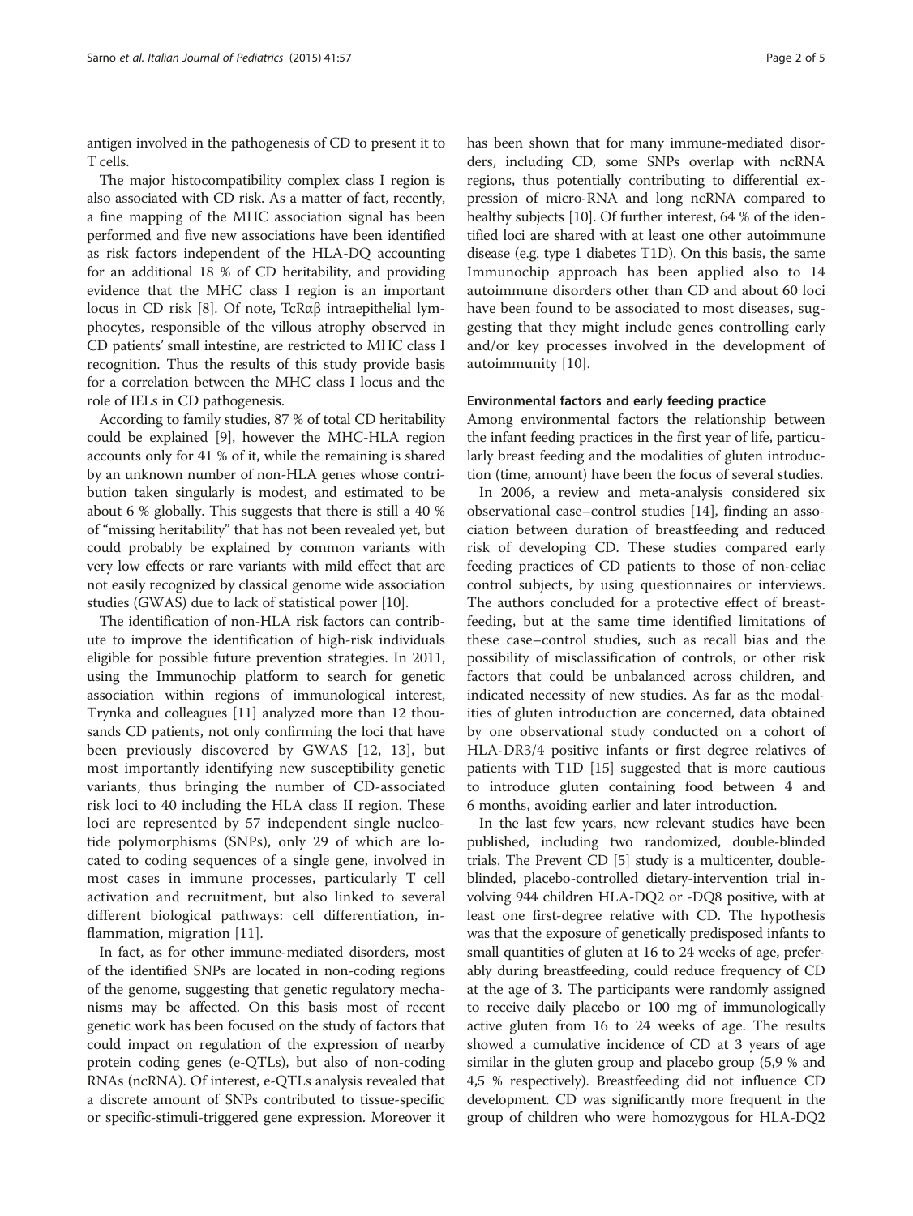antigen involved in the pathogenesis of CD to present it to T cells.

The major histocompatibility complex class I region is also associated with CD risk. As a matter of fact, recently, a fine mapping of the MHC association signal has been performed and five new associations have been identified as risk factors independent of the HLA-DQ accounting for an additional 18 % of CD heritability, and providing evidence that the MHC class I region is an important locus in CD risk [8]. Of note, TcRαβ intraepithelial lymphocytes, responsible of the villous atrophy observed in CD patients' small intestine, are restricted to MHC class I recognition. Thus the results of this study provide basis for a correlation between the MHC class I locus and the role of IELs in CD pathogenesis.

According to family studies, 87 % of total CD heritability could be explained [9], however the MHC-HLA region accounts only for 41 % of it, while the remaining is shared by an unknown number of non-HLA genes whose contribution taken singularly is modest, and estimated to be about 6 % globally. This suggests that there is still a 40 % of "missing heritability" that has not been revealed yet, but could probably be explained by common variants with very low effects or rare variants with mild effect that are not easily recognized by classical genome wide association studies (GWAS) due to lack of statistical power [10].

The identification of non-HLA risk factors can contribute to improve the identification of high-risk individuals eligible for possible future prevention strategies. In 2011, using the Immunochip platform to search for genetic association within regions of immunological interest, Trynka and colleagues [11] analyzed more than 12 thousands CD patients, not only confirming the loci that have been previously discovered by GWAS [12, 13], but most importantly identifying new susceptibility genetic variants, thus bringing the number of CD-associated risk loci to 40 including the HLA class II region. These loci are represented by 57 independent single nucleotide polymorphisms (SNPs), only 29 of which are located to coding sequences of a single gene, involved in most cases in immune processes, particularly T cell activation and recruitment, but also linked to several different biological pathways: cell differentiation, inflammation, migration [11].

In fact, as for other immune-mediated disorders, most of the identified SNPs are located in non-coding regions of the genome, suggesting that genetic regulatory mechanisms may be affected. On this basis most of recent genetic work has been focused on the study of factors that could impact on regulation of the expression of nearby protein coding genes (e-QTLs), but also of non-coding RNAs (ncRNA). Of interest, e-QTLs analysis revealed that a discrete amount of SNPs contributed to tissue-specific or specific-stimuli-triggered gene expression. Moreover it has been shown that for many immune-mediated disorders, including CD, some SNPs overlap with ncRNA regions, thus potentially contributing to differential expression of micro-RNA and long ncRNA compared to healthy subjects [10]. Of further interest, 64 % of the identified loci are shared with at least one other autoimmune disease (e.g. type 1 diabetes T1D). On this basis, the same Immunochip approach has been applied also to 14 autoimmune disorders other than CD and about 60 loci have been found to be associated to most diseases, suggesting that they might include genes controlling early and/or key processes involved in the development of autoimmunity [10].

#### Environmental factors and early feeding practice

Among environmental factors the relationship between the infant feeding practices in the first year of life, particularly breast feeding and the modalities of gluten introduction (time, amount) have been the focus of several studies.

In 2006, a review and meta-analysis considered six observational case–control studies [14], finding an association between duration of breastfeeding and reduced risk of developing CD. These studies compared early feeding practices of CD patients to those of non-celiac control subjects, by using questionnaires or interviews. The authors concluded for a protective effect of breastfeeding, but at the same time identified limitations of these case–control studies, such as recall bias and the possibility of misclassification of controls, or other risk factors that could be unbalanced across children, and indicated necessity of new studies. As far as the modalities of gluten introduction are concerned, data obtained by one observational study conducted on a cohort of HLA-DR3/4 positive infants or first degree relatives of patients with T1D [15] suggested that is more cautious to introduce gluten containing food between 4 and 6 months, avoiding earlier and later introduction.

In the last few years, new relevant studies have been published, including two randomized, double-blinded trials. The Prevent CD [5] study is a multicenter, double-blinded, placebo-controlled dietary-intervention trial involving 944 children HLA-DQ2 or -DQ8 positive, with at least one first-degree relative with CD. The hypothesis was that the exposure of genetically predisposed infants to small quantities of gluten at 16 to 24 weeks of age, preferably during breastfeeding, could reduce frequency of CD at the age of 3. The participants were randomly assigned to receive daily placebo or 100 mg of immunologically active gluten from 16 to 24 weeks of age. The results showed a cumulative incidence of CD at 3 years of age similar in the gluten group and placebo group (5,9 % and 4,5 % respectively). Breastfeeding did not influence CD development. CD was significantly more frequent in the group of children who were homozygous for HLA-DQ2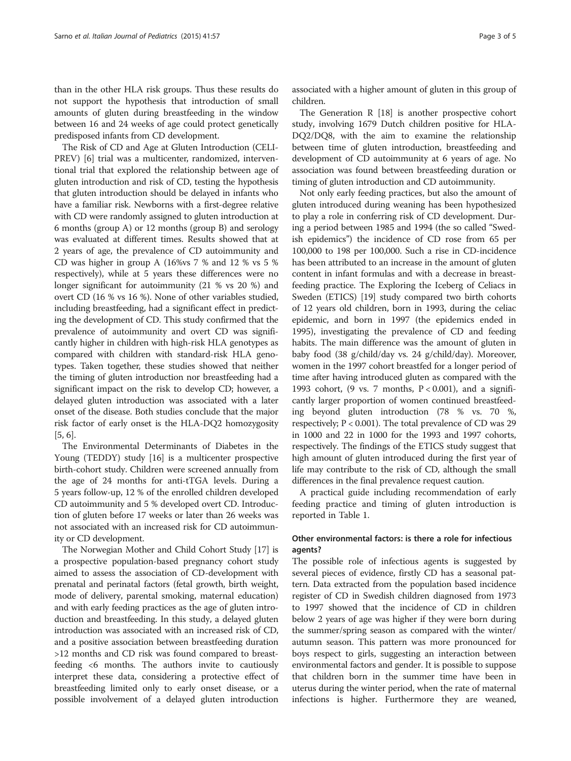than in the other HLA risk groups. Thus these results do not support the hypothesis that introduction of small amounts of gluten during breastfeeding in the window between 16 and 24 weeks of age could protect genetically predisposed infants from CD development.

The Risk of CD and Age at Gluten Introduction (CELI-PREV) [6] trial was a multicenter, randomized, interventional trial that explored the relationship between age of gluten introduction and risk of CD, testing the hypothesis that gluten introduction should be delayed in infants who have a familiar risk. Newborns with a first-degree relative with CD were randomly assigned to gluten introduction at 6 months (group A) or 12 months (group B) and serology was evaluated at different times. Results showed that at 2 years of age, the prevalence of CD autoimmunity and CD was higher in group A (16%vs 7 % and 12 % vs 5 % respectively), while at 5 years these differences were no longer significant for autoimmunity (21 % vs 20 %) and overt CD (16 % vs 16 %). None of other variables studied, including breastfeeding, had a significant effect in predicting the development of CD. This study confirmed that the prevalence of autoimmunity and overt CD was significantly higher in children with high-risk HLA genotypes as compared with children with standard-risk HLA genotypes. Taken together, these studies showed that neither the timing of gluten introduction nor breastfeeding had a significant impact on the risk to develop CD; however, a delayed gluten introduction was associated with a later onset of the disease. Both studies conclude that the major risk factor of early onset is the HLA-DQ2 homozygosity [5, 6].

The Environmental Determinants of Diabetes in the Young (TEDDY) study [16] is a multicenter prospective birth-cohort study. Children were screened annually from the age of 24 months for anti-tTGA levels. During a 5 years follow-up, 12 % of the enrolled children developed CD autoimmunity and 5 % developed overt CD. Introduction of gluten before 17 weeks or later than 26 weeks was not associated with an increased risk for CD autoimmunity or CD development.

The Norwegian Mother and Child Cohort Study [17] is a prospective population-based pregnancy cohort study aimed to assess the association of CD-development with prenatal and perinatal factors (fetal growth, birth weight, mode of delivery, parental smoking, maternal education) and with early feeding practices as the age of gluten introduction and breastfeeding. In this study, a delayed gluten introduction was associated with an increased risk of CD, and a positive association between breastfeeding duration >12 months and CD risk was found compared to breastfeeding <6 months. The authors invite to cautiously interpret these data, considering a protective effect of breastfeeding limited only to early onset disease, or a possible involvement of a delayed gluten introduction associated with a higher amount of gluten in this group of children.

The Generation R [18] is another prospective cohort study, involving 1679 Dutch children positive for HLA-DQ2/DQ8, with the aim to examine the relationship between time of gluten introduction, breastfeeding and development of CD autoimmunity at 6 years of age. No association was found between breastfeeding duration or timing of gluten introduction and CD autoimmunity.

Not only early feeding practices, but also the amount of gluten introduced during weaning has been hypothesized to play a role in conferring risk of CD development. During a period between 1985 and 1994 (the so called "Swedish epidemics") the incidence of CD rose from 65 per 100,000 to 198 per 100,000. Such a rise in CD-incidence has been attributed to an increase in the amount of gluten content in infant formulas and with a decrease in breastfeeding practice. The Exploring the Iceberg of Celiacs in Sweden (ETICS) [19] study compared two birth cohorts of 12 years old children, born in 1993, during the celiac epidemic, and born in 1997 (the epidemics ended in 1995), investigating the prevalence of CD and feeding habits. The main difference was the amount of gluten in baby food (38 g/child/day vs. 24 g/child/day). Moreover, women in the 1997 cohort breastfed for a longer period of time after having introduced gluten as compared with the 1993 cohort, (9 vs. 7 months, $P < 0.001$), and a significantly larger proportion of women continued breastfeeding beyond gluten introduction (78 % vs. 70 %, respectively; $P < 0.001$). The total prevalence of CD was 29 in 1000 and 22 in 1000 for the 1993 and 1997 cohorts, respectively. The findings of the ETICS study suggest that high amount of gluten introduced during the first year of life may contribute to the risk of CD, although the small differences in the final prevalence request caution.

A practical guide including recommendation of early feeding practice and timing of gluten introduction is reported in Table 1.

## Other environmental factors: is there a role for infectious agents?

The possible role of infectious agents is suggested by several pieces of evidence, firstly CD has a seasonal pattern. Data extracted from the population based incidence register of CD in Swedish children diagnosed from 1973 to 1997 showed that the incidence of CD in children below 2 years of age was higher if they were born during the summer/spring season as compared with the winter/autumn season. This pattern was more pronounced for boys respect to girls, suggesting an interaction between environmental factors and gender. It is possible to suppose that children born in the summer time have been in uterus during the winter period, when the rate of maternal infections is higher. Furthermore they are weaned,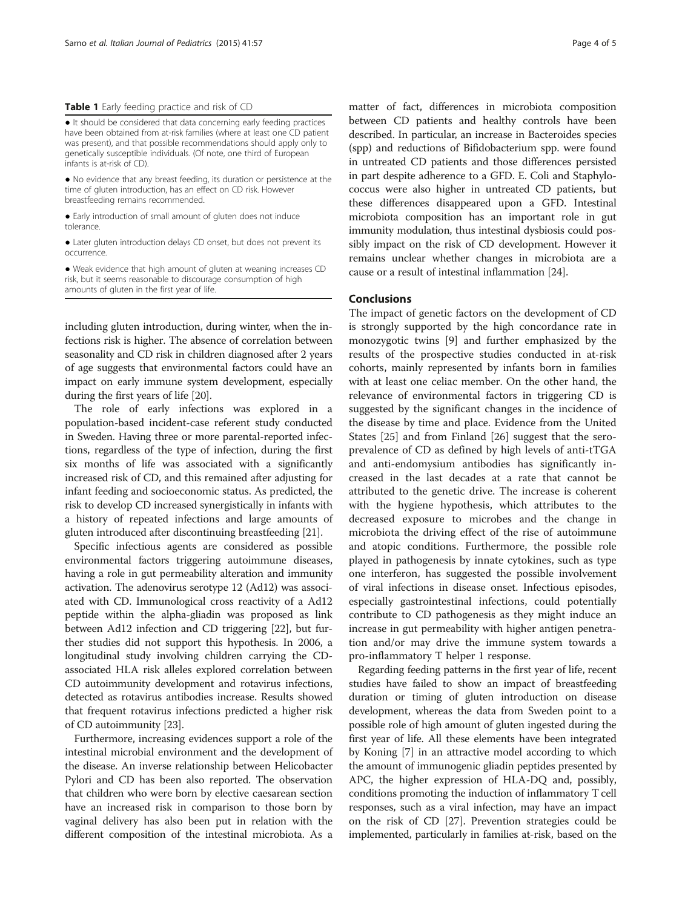**Table 1** Early feeding practice and risk of CD

- It should be considered that data concerning early feeding practices have been obtained from at-risk families (where at least one CD patient was present), and that possible recommendations should apply only to genetically susceptible individuals. (Of note, one third of European infants is at-risk of CD).
- No evidence that any breast feeding, its duration or persistence at the time of gluten introduction, has an effect on CD risk. However breastfeeding remains recommended.
- Early introduction of small amount of gluten does not induce tolerance.
- Later gluten introduction delays CD onset, but does not prevent its occurrence.
- Weak evidence that high amount of gluten at weaning increases CD risk, but it seems reasonable to discourage consumption of high amounts of gluten in the first year of life.

including gluten introduction, during winter, when the infections risk is higher. The absence of correlation between seasonality and CD risk in children diagnosed after 2 years of age suggests that environmental factors could have an impact on early immune system development, especially during the first years of life [20].

The role of early infections was explored in a population-based incident-case referent study conducted in Sweden. Having three or more parental-reported infections, regardless of the type of infection, during the first six months of life was associated with a significantly increased risk of CD, and this remained after adjusting for infant feeding and socioeconomic status. As predicted, the risk to develop CD increased synergistically in infants with a history of repeated infections and large amounts of gluten introduced after discontinuing breastfeeding [21].

Specific infectious agents are considered as possible environmental factors triggering autoimmune diseases, having a role in gut permeability alteration and immunity activation. The adenovirus serotype 12 (Ad12) was associated with CD. Immunological cross reactivity of a Ad12 peptide within the alpha-gliadin was proposed as link between Ad12 infection and CD triggering [22], but further studies did not support this hypothesis. In 2006, a longitudinal study involving children carrying the CD-associated HLA risk alleles explored correlation between CD autoimmunity development and rotavirus infections, detected as rotavirus antibodies increase. Results showed that frequent rotavirus infections predicted a higher risk of CD autoimmunity [23].

Furthermore, increasing evidences support a role of the intestinal microbial environment and the development of the disease. An inverse relationship between Helicobacter Pylori and CD has been also reported. The observation that children who were born by elective caesarean section have an increased risk in comparison to those born by vaginal delivery has also been put in relation with the different composition of the intestinal microbiota. As a matter of fact, differences in microbiota composition between CD patients and healthy controls have been described. In particular, an increase in Bacteroides species (spp) and reductions of Bifidobacterium spp. were found in untreated CD patients and those differences persisted in part despite adherence to a GFD. E. Coli and Staphylococcus were also higher in untreated CD patients, but these differences disappeared upon a GFD. Intestinal microbiota composition has an important role in gut immunity modulation, thus intestinal dysbiosis could possibly impact on the risk of CD development. However it remains unclear whether changes in microbiota are a cause or a result of intestinal inflammation [24].

## Conclusions

The impact of genetic factors on the development of CD is strongly supported by the high concordance rate in monozygotic twins [9] and further emphasized by the results of the prospective studies conducted in at-risk cohorts, mainly represented by infants born in families with at least one celiac member. On the other hand, the relevance of environmental factors in triggering CD is suggested by the significant changes in the incidence of the disease by time and place. Evidence from the United States [25] and from Finland [26] suggest that the seroprevalence of CD as defined by high levels of anti-tTGA and anti-endomysium antibodies has significantly increased in the last decades at a rate that cannot be attributed to the genetic drive. The increase is coherent with the hygiene hypothesis, which attributes to the decreased exposure to microbes and the change in microbiota the driving effect of the rise of autoimmune and atopic conditions. Furthermore, the possible role played in pathogenesis by innate cytokines, such as type one interferon, has suggested the possible involvement of viral infections in disease onset. Infectious episodes, especially gastrointestinal infections, could potentially contribute to CD pathogenesis as they might induce an increase in gut permeability with higher antigen penetration and/or may drive the immune system towards a pro-inflammatory T helper 1 response.

Regarding feeding patterns in the first year of life, recent studies have failed to show an impact of breastfeeding duration or timing of gluten introduction on disease development, whereas the data from Sweden point to a possible role of high amount of gluten ingested during the first year of life. All these elements have been integrated by Koning [7] in an attractive model according to which the amount of immunogenic gliadin peptides presented by APC, the higher expression of HLA-DQ and, possibly, conditions promoting the induction of inflammatory T cell responses, such as a viral infection, may have an impact on the risk of CD [27]. Prevention strategies could be implemented, particularly in families at-risk, based on the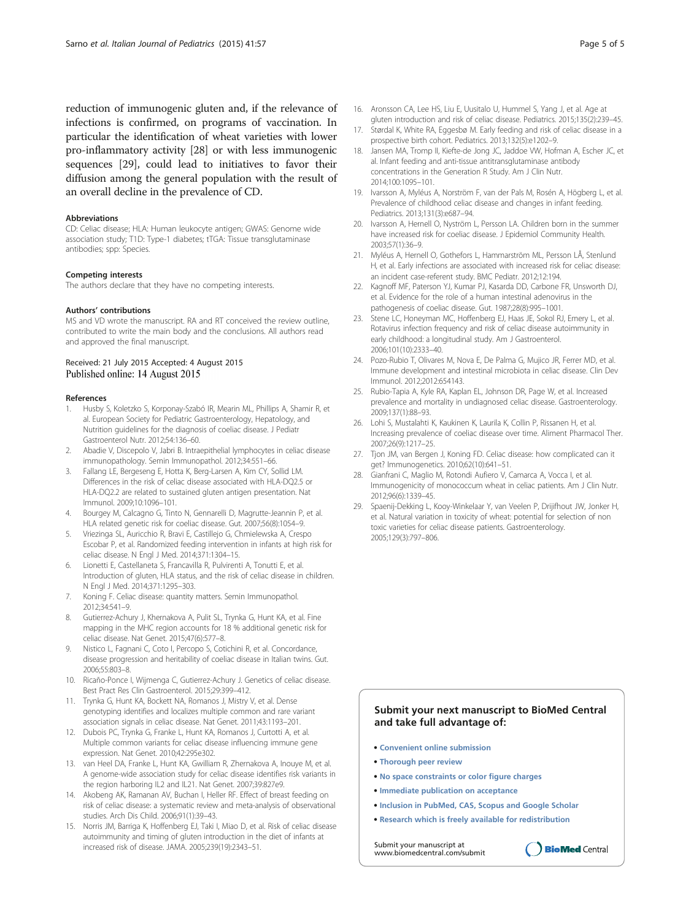reduction of immunogenic gluten and, if the relevance of infections is confirmed, on programs of vaccination. In particular the identification of wheat varieties with lower pro-inflammatory activity [28] or with less immunogenic sequences [29], could lead to initiatives to favor their diffusion among the general population with the result of an overall decline in the prevalence of CD.

#### Abbreviations

CD: Celiac disease; HLA: Human leukocyte antigen; GWAS: Genome wide association study; T1D: Type-1 diabetes; tTGA: Tissue transglutaminase antibodies; spp: Species.

#### Competing interests

The authors declare that they have no competing interests.

#### Authors' contributions

MS and VD wrote the manuscript. RA and RT conceived the review outline, contributed to write the main body and the conclusions. All authors read and approved the final manuscript.

Received: 21 July 2015 Accepted: 4 August 2015
Published online: 14 August 2015

#### References

1. Husby S, Koletzko S, Korponay-Szabó IR, Mearin ML, Phillips A, Shamir R, et al. European Society for Pediatric Gastroenterology, Hepatology, and Nutrition guidelines for the diagnosis of coeliac disease. J Pediatr Gastroenterol Nutr. 2012;54:136–60.
2. Abadie V, Discepolo V, Jabri B. Intraepithelial lymphocytes in celiac disease immunopathology. Semin Immunopathol. 2012;34:551–66.
3. Fallang LE, Bergeseng E, Hotta K, Berg-Larsen A, Kim CY, Sollid LM. Differences in the risk of celiac disease associated with HLA-DQ2.5 or HLA-DQ2.2 are related to sustained gluten antigen presentation. Nat Immunol. 2009;10:1096–101.
4. Bourgey M, Calcagno G, Tinto N, Gennarelli D, Magrutte-Jeannin P, et al. HLA related genetic risk for coeliac disease. Gut. 2007;56(8):1054–9.
5. Vriezinga SL, Auricchio R, Bravi E, Castillejo G, Chmielewska A, Crespo Escobar P, et al. Randomized feeding intervention in infants at high risk for celiac disease. N Engl J Med. 2014;371:1304–15.
6. Lionetti E, Castellaneta S, Francavilla R, Pulvirenti A, Tonutti E, et al. Introduction of gluten, HLA status, and the risk of celiac disease in children. N Engl J Med. 2014;371:1295–303.
7. Koning F. Celiac disease: quantity matters. Semin Immunopathol. 2012;34:541–9.
8. Gutierrez-Achury J, Khernakova A, Pulit SL, Trynka G, Hunt KA, et al. Fine mapping in the MHC region accounts for 18 % additional genetic risk for celiac disease. Nat Genet. 2015;47(6):577–8.
9. Nistico L, Fagnani C, Coto I, Percopo S, Cotichini R, et al. Concordance, disease progression and heritability of coeliac disease in Italian twins. Gut. 2006;55:803–8.
10. Ricaño-Ponce I, Wijmenga C, Gutierrez-Achury J. Genetics of celiac disease. Best Pract Res Clin Gastroenterol. 2015;29:399–412.
11. Trynka G, Hunt KA, Bockett NA, Romanos J, Mistry V, et al. Dense genotyping identifies and localizes multiple common and rare variant association signals in celiac disease. Nat Genet. 2011;43:1193–201.
12. Dubois PC, Trynka G, Franke L, Hunt KA, Romanos J, Curtotti A, et al. Multiple common variants for celiac disease influencing immune gene expression. Nat Genet. 2010;42:295e302.
13. van Heel DA, Franke L, Hunt KA, Gwilliam R, Zhernakova A, Inouye M, et al. A genome-wide association study for celiac disease identifies risk variants in the region harboring IL2 and IL21. Nat Genet. 2007;39:827e9.
14. Akobeng AK, Ramanan AV, Buchan I, Heller RF. Effect of breast feeding on risk of celiac disease: a systematic review and meta-analysis of observational studies. Arch Dis Child. 2006;91(1):39–43.
15. Norris JM, Barriga K, Hoffenberg EJ, Taki I, Miao D, et al. Risk of celiac disease autoimmunity and timing of gluten introduction in the diet of infants at increased risk of disease. JAMA. 2005;239(19):2343–51.
16. Aronsson CA, Lee HS, Liu E, Uusitalo U, Hummel S, Yang J, et al. Age at gluten introduction and risk of celiac disease. Pediatrics. 2015;135(2):239–45.
17. Størdal K, White RA, Eggesbø M. Early feeding and risk of celiac disease in a prospective birth cohort. Pediatrics. 2013;132(5):e1202–9.
18. Jansen MA, Tromp II, Kiefte-de Jong JC, Jaddoe VW, Hofman A, Escher JC, et al. Infant feeding and anti-tissue antitransglutaminase antibody concentrations in the Generation R Study. Am J Clin Nutr. 2014;100:1095–101.
19. Ivarsson A, Myléus A, Norström F, van der Pals M, Rosén A, Högberg L, et al. Prevalence of childhood celiac disease and changes in infant feeding. Pediatrics. 2013;131(3):e687–94.
20. Ivarsson A, Hernell O, Nyström L, Persson LA. Children born in the summer have increased risk for coeliac disease. J Epidemiol Community Health. 2003;57(1):36–9.
21. Myléus A, Hernell O, Gothefors L, Hammarström ML, Persson LÅ, Stenlund H, et al. Early infections are associated with increased risk for celiac disease: an incident case-referent study. BMC Pediatr. 2012;12:194.
22. Kagnoff MF, Paterson YJ, Kumar PJ, Kasarda DD, Carbone FR, Unsworth DJ, et al. Evidence for the role of a human intestinal adenovirus in the pathogenesis of coeliac disease. Gut. 1987;28(8):995–1001.
23. Stene LC, Honeyman MC, Hoffenberg EJ, Haas JE, Sokol RJ, Emery L, et al. Rotavirus infection frequency and risk of celiac disease autoimmunity in early childhood: a longitudinal study. Am J Gastroenterol. 2006;101(10):2333–40.
24. Pozo-Rubio T, Olivares M, Nova E, De Palma G, Mujico JR, Ferrer MD, et al. Immune development and intestinal microbiota in celiac disease. Clin Dev Immunol. 2012;2012:654143.
25. Rubio-Tapia A, Kyle RA, Kaplan EL, Johnson DR, Page W, et al. Increased prevalence and mortality in undiagnosed celiac disease. Gastroenterology. 2009;137(1):88–93.
26. Lohi S, Mustalahti K, Kaukinen K, Laurila K, Collin P, Rissanen H, et al. Increasing prevalence of coeliac disease over time. Aliment Pharmacol Ther. 2007;26(9):1217–25.
27. Tjon JM, van Bergen J, Koning FD. Celiac disease: how complicated can it get? Immunogenetics. 2010;62(10):641–51.
28. Gianfrani C, Maglio M, Rotondi Aufiero V, Camarca A, Vocca I, et al. Immunogenicity of monococcum wheat in celiac patients. Am J Clin Nutr. 2012;96(6):1339–45.
29. Spaenij-Dekking L, Kooy-Winkelaar Y, van Veelen P, Drijfhout JW, Jonker H, et al. Natural variation in toxicity of wheat: potential for selection of non toxic varieties for celiac disease patients. Gastroenterology. 2005;129(3):797–806.